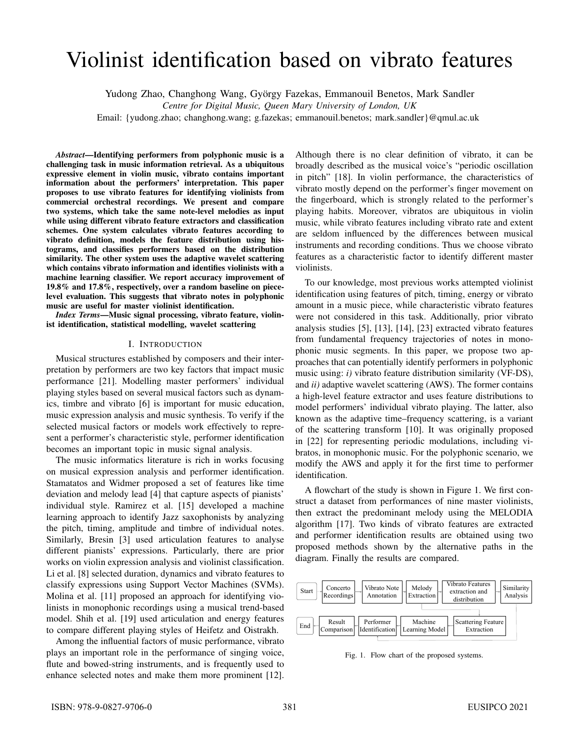# Violinist identification based on vibrato features

Yudong Zhao, Changhong Wang, György Fazekas, Emmanouil Benetos, Mark Sandler

*Centre for Digital Music, Queen Mary University of London, UK*

Email: {yudong.zhao; changhong.wang; g.fazekas; emmanouil.benetos; mark.sandler}@qmul.ac.uk

***Abstract*—Identifying performers from polyphonic music is a challenging task in music information retrieval. As a ubiquitous expressive element in violin music, vibrato contains important information about the performers' interpretation. This paper proposes to use vibrato features for identifying violinists from commercial orchestral recordings. We present and compare two systems, which take the same note-level melodies as input while using different vibrato feature extractors and classification schemes. One system calculates vibrato features according to vibrato definition, models the feature distribution using histograms, and classifies performers based on the distribution similarity. The other system uses the adaptive wavelet scattering which contains vibrato information and identifies violinists with a machine learning classifier. We report accuracy improvement of 19.8% and 17.8%, respectively, over a random baseline on piece-level evaluation. This suggests that vibrato notes in polyphonic music are useful for master violinist identification.**

***Index Terms*—Music signal processing, vibrato feature, violinist identification, statistical modelling, wavelet scattering**

## I. Introduction

Musical structures established by composers and their interpretation by performers are two key factors that impact music performance [21]. Modelling master performers' individual playing styles based on several musical factors such as dynamics, timbre and vibrato [6] is important for music education, music expression analysis and music synthesis. To verify if the selected musical factors or models work effectively to represent a performer's characteristic style, performer identification becomes an important topic in music signal analysis.

The music informatics literature is rich in works focusing on musical expression analysis and performer identification. Stamatatos and Widmer proposed a set of features like time deviation and melody lead [4] that capture aspects of pianists' individual style. Ramirez et al. [15] developed a machine learning approach to identify Jazz saxophonists by analyzing the pitch, timing, amplitude and timbre of individual notes. Similarly, Bresin [3] used articulation features to analyse different pianists' expressions. Particularly, there are prior works on violin expression analysis and violinist classification. Li et al. [8] selected duration, dynamics and vibrato features to classify expressions using Support Vector Machines (SVMs). Molina et al. [11] proposed an approach for identifying violinists in monophonic recordings using a musical trend-based model. Shih et al. [19] used articulation and energy features to compare different playing styles of Heifetz and Oistrakh.

Among the influential factors of music performance, vibrato plays an important role in the performance of singing voice, flute and bowed-string instruments, and is frequently used to enhance selected notes and make them more prominent [12]. Although there is no clear definition of vibrato, it can be broadly described as the musical voice's "periodic oscillation in pitch" [18]. In violin performance, the characteristics of vibrato mostly depend on the performer's finger movement on the fingerboard, which is strongly related to the performer's playing habits. Moreover, vibratos are ubiquitous in violin music, while vibrato features including vibrato rate and extent are seldom influenced by the differences between musical instruments and recording conditions. Thus we choose vibrato features as a characteristic factor to identify different master violinists.

To our knowledge, most previous works attempted violinist identification using features of pitch, timing, energy or vibrato amount in a music piece, while characteristic vibrato features were not considered in this task. Additionally, prior vibrato analysis studies [5], [13], [14], [23] extracted vibrato features from fundamental frequency trajectories of notes in monophonic music segments. In this paper, we propose two approaches that can potentially identify performers in polyphonic music using: *i)* vibrato feature distribution similarity (VF-DS), and *ii)* adaptive wavelet scattering (AWS). The former contains a high-level feature extractor and uses feature distributions to model performers' individual vibrato playing. The latter, also known as the adaptive time–frequency scattering, is a variant of the scattering transform [10]. It was originally proposed in [22] for representing periodic modulations, including vibratos, in monophonic music. For the polyphonic scenario, we modify the AWS and apply it for the first time to performer identification.

A flowchart of the study is shown in Figure 1. We first construct a dataset from performances of nine master violinists, then extract the predominant melody using the MELODIA algorithm [17]. Two kinds of vibrato features are extracted and performer identification results are obtained using two proposed methods shown by the alternative paths in the diagram. Finally the results are compared.

Start → Concerto Recordings → Vibrato Note Annotation → Melody Extraction → Vibrato Features extraction and distribution → Similarity Analysis

Scattering Feature Extraction → Machine Learning Model → Performer Identification → Result Comparison → End

Fig. 1. Flow chart of the proposed systems.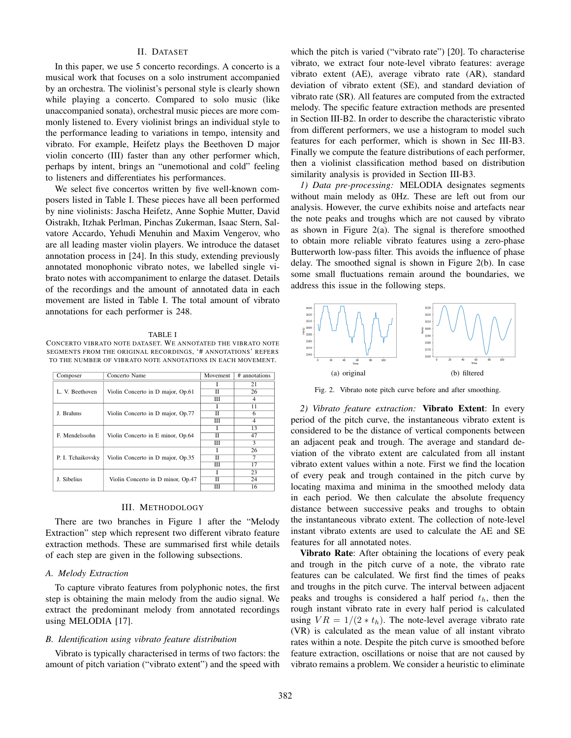## II. Dataset

In this paper, we use 5 concerto recordings. A concerto is a musical work that focuses on a solo instrument accompanied by an orchestra. The violinist's personal style is clearly shown while playing a concerto. Compared to solo music (like unaccompanied sonata), orchestral music pieces are more commonly listened to. Every violinist brings an individual style to the performance leading to variations in tempo, intensity and vibrato. For example, Heifetz plays the Beethoven D major violin concerto (III) faster than any other performer which, perhaps by intent, brings an "unemotional and cold" feeling to listeners and differentiates his performances.

We select five concertos written by five well-known composers listed in Table I. These pieces have all been performed by nine violinists: Jascha Heifetz, Anne Sophie Mutter, David Oistrakh, Itzhak Perlman, Pinchas Zukerman, Isaac Stern, Salvatore Accardo, Yehudi Menuhin and Maxim Vengerov, who are all leading master violin players. We introduce the dataset annotation process in [24]. In this study, extending previously annotated monophonic vibrato notes, we labelled single vibrato notes with accompaniment to enlarge the dataset. Details of the recordings and the amount of annotated data in each movement are listed in Table I. The total amount of vibrato annotations for each performer is 248.

TABLE I
Concerto vibrato note dataset. We annotated the vibrato note segments from the original recordings, '# annotations' refers to the number of vibrato note annotations in each movement.

| Composer | Concerto Name | Movement | # annotations |
|---|---|---|---|
| L. V. Beethoven | Violin Concerto in D major, Op.61 | I | 21 |
| | | II | 26 |
| | | III | 4 |
| J. Brahms | Violin Concerto in D major, Op.77 | I | 11 |
| | | II | 6 |
| | | III | 4 |
| F. Mendelssohn | Violin Concerto in E minor, Op.64 | I | 13 |
| | | II | 47 |
| | | III | 3 |
| P. I. Tchaikovsky | Violin Concerto in D major, Op.35 | I | 26 |
| | | II | 7 |
| | | III | 17 |
| J. Sibelius | Violin Concerto in D minor, Op.47 | I | 23 |
| | | II | 24 |
| | | III | 16 |

## III. Methodology

There are two branches in Figure 1 after the "Melody Extraction" step which represent two different vibrato feature extraction methods. These are summarised first while details of each step are given in the following subsections.

### A. Melody Extraction

To capture vibrato features from polyphonic notes, the first step is obtaining the main melody from the audio signal. We extract the predominant melody from annotated recordings using MELODIA [17].

### B. Identification using vibrato feature distribution

Vibrato is typically characterised in terms of two factors: the amount of pitch variation ("vibrato extent") and the speed with which the pitch is varied ("vibrato rate") [20]. To characterise vibrato, we extract four note-level vibrato features: average vibrato extent (AE), average vibrato rate (AR), standard deviation of vibrato extent (SE), and standard deviation of vibrato rate (SR). All features are computed from the extracted melody. The specific feature extraction methods are presented in Section III-B2. In order to describe the characteristic vibrato from different performers, we use a histogram to model such features for each performer, which is shown in Sec III-B3. Finally we compute the feature distributions of each performer, then a violinist classification method based on distribution similarity analysis is provided in Section III-B3.

*1) Data pre-processing:* MELODIA designates segments without main melody as 0Hz. These are left out from our analysis. However, the curve exhibits noise and artefacts near the note peaks and troughs which are not caused by vibrato as shown in Figure 2(a). The signal is therefore smoothed to obtain more reliable vibrato features using a zero-phase Butterworth low-pass filter. This avoids the influence of phase delay. The smoothed signal is shown in Figure 2(b). In case some small fluctuations remain around the boundaries, we address this issue in the following steps.

(a) original (b) filtered

Fig. 2. Vibrato note pitch curve before and after smoothing.

*2) Vibrato feature extraction:* **Vibrato Extent**: In every period of the pitch curve, the instantaneous vibrato extent is considered to be the distance of vertical components between an adjacent peak and trough. The average and standard deviation of the vibrato extent are calculated from all instant vibrato extent values within a note. First we find the location of every peak and trough contained in the pitch curve by locating maxima and minima in the smoothed melody data in each period. We then calculate the absolute frequency distance between successive peaks and troughs to obtain the instantaneous vibrato extent. The collection of note-level instant vibrato extents are used to calculate the AE and SE features for all annotated notes.

**Vibrato Rate**: After obtaining the locations of every peak and trough in the pitch curve of a note, the vibrato rate features can be calculated. We first find the times of peaks and troughs in the pitch curve. The interval between adjacent peaks and troughs is considered a half period $t_h$, then the rough instant vibrato rate in every half period is calculated using $VR = 1/(2 * t_h)$. The note-level average vibrato rate (VR) is calculated as the mean value of all instant vibrato rates within a note. Despite the pitch curve is smoothed before feature extraction, oscillations or noise that are not caused by vibrato remains a problem. We consider a heuristic to eliminate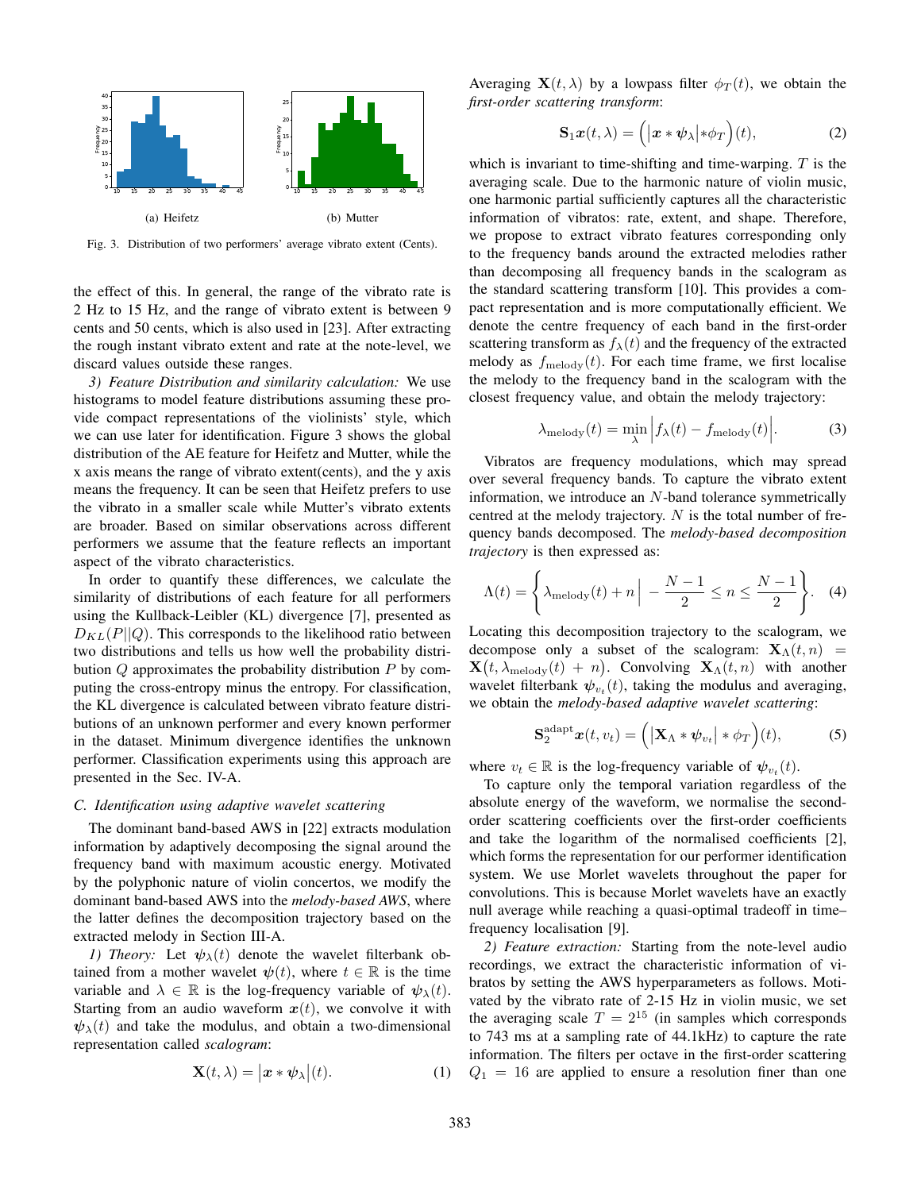(a) Heifetz

(b) Mutter

Fig. 3. Distribution of two performers' average vibrato extent (Cents).

the effect of this. In general, the range of the vibrato rate is 2 Hz to 15 Hz, and the range of vibrato extent is between 9 cents and 50 cents, which is also used in [23]. After extracting the rough instant vibrato extent and rate at the note-level, we discard values outside these ranges.

*3) Feature Distribution and similarity calculation:* We use histograms to model feature distributions assuming these provide compact representations of the violinists' style, which we can use later for identification. Figure 3 shows the global distribution of the AE feature for Heifetz and Mutter, while the x axis means the range of vibrato extent(cents), and the y axis means the frequency. It can be seen that Heifetz prefers to use the vibrato in a smaller scale while Mutter's vibrato extents are broader. Based on similar observations across different performers we assume that the feature reflects an important aspect of the vibrato characteristics.

In order to quantify these differences, we calculate the similarity of distributions of each feature for all performers using the Kullback-Leibler (KL) divergence [7], presented as $D_{KL}(P||Q)$. This corresponds to the likelihood ratio between two distributions and tells us how well the probability distribution $Q$ approximates the probability distribution $P$ by computing the cross-entropy minus the entropy. For classification, the KL divergence is calculated between vibrato feature distributions of an unknown performer and every known performer in the dataset. Minimum divergence identifies the unknown performer. Classification experiments using this approach are presented in the Sec. IV-A.

### C. Identification using adaptive wavelet scattering

The dominant band-based AWS in [22] extracts modulation information by adaptively decomposing the signal around the frequency band with maximum acoustic energy. Motivated by the polyphonic nature of violin concertos, we modify the dominant band-based AWS into the *melody-based AWS*, where the latter defines the decomposition trajectory based on the extracted melody in Section III-A.

*1) Theory:* Let $\boldsymbol{\psi}_\lambda(t)$ denote the wavelet filterbank obtained from a mother wavelet $\boldsymbol{\psi}(t)$, where $t \in \mathbb{R}$ is the time variable and $\lambda \in \mathbb{R}$ is the log-frequency variable of $\boldsymbol{\psi}_\lambda(t)$. Starting from an audio waveform $\boldsymbol{x}(t)$, we convolve it with $\boldsymbol{\psi}_\lambda(t)$ and take the modulus, and obtain a two-dimensional representation called *scalogram*:

$$\mathbf{X}(t,\lambda) = \left|\boldsymbol{x} * \boldsymbol{\psi}_\lambda\right|(t). \tag{1}$$

Averaging $\mathbf{X}(t,\lambda)$ by a lowpass filter $\phi_T(t)$, we obtain the *first-order scattering transform*:

$$\mathbf{S}_1\boldsymbol{x}(t,\lambda) = \Big(\left|\boldsymbol{x} * \boldsymbol{\psi}_\lambda\right| * \phi_T\Big)(t), \tag{2}$$

which is invariant to time-shifting and time-warping. $T$ is the averaging scale. Due to the harmonic nature of violin music, one harmonic partial sufficiently captures all the characteristic information of vibratos: rate, extent, and shape. Therefore, we propose to extract vibrato features corresponding only to the frequency bands around the extracted melodies rather than decomposing all frequency bands in the scalogram as the standard scattering transform [10]. This provides a compact representation and is more computationally efficient. We denote the centre frequency of each band in the first-order scattering transform as $f_\lambda(t)$ and the frequency of the extracted melody as $f_{\text{melody}}(t)$. For each time frame, we first localise the melody to the frequency band in the scalogram with the closest frequency value, and obtain the melody trajectory:

$$\lambda_{\text{melody}}(t) = \min_{\lambda}\Big|f_\lambda(t) - f_{\text{melody}}(t)\Big|. \tag{3}$$

Vibratos are frequency modulations, which may spread over several frequency bands. To capture the vibrato extent information, we introduce an $N$-band tolerance symmetrically centred at the melody trajectory. $N$ is the total number of frequency bands decomposed. The *melody-based decomposition trajectory* is then expressed as:

$$\Lambda(t) = \left\{\lambda_{\text{melody}}(t) + n \,\Big|\, -\frac{N-1}{2} \leq n \leq \frac{N-1}{2}\right\}. \tag{4}$$

Locating this decomposition trajectory to the scalogram, we decompose only a subset of the scalogram: $\mathbf{X}_\Lambda(t,n) = \mathbf{X}\big(t, \lambda_{\text{melody}}(t) + n\big)$. Convolving $\mathbf{X}_\Lambda(t,n)$ with another wavelet filterbank $\boldsymbol{\psi}_{v_t}(t)$, taking the modulus and averaging, we obtain the *melody-based adaptive wavelet scattering*:

$$\mathbf{S}_2^{\text{adapt}}\boldsymbol{x}(t,v_t) = \Big(\left|\mathbf{X}_\Lambda * \boldsymbol{\psi}_{v_t}\right| * \phi_T\Big)(t), \tag{5}$$

where $v_t \in \mathbb{R}$ is the log-frequency variable of $\boldsymbol{\psi}_{v_t}(t)$.

To capture only the temporal variation regardless of the absolute energy of the waveform, we normalise the second-order scattering coefficients over the first-order coefficients and take the logarithm of the normalised coefficients [2], which forms the representation for our performer identification system. We use Morlet wavelets throughout the paper for convolutions. This is because Morlet wavelets have an exactly null average while reaching a quasi-optimal tradeoff in time–frequency localisation [9].

*2) Feature extraction:* Starting from the note-level audio recordings, we extract the characteristic information of vibratos by setting the AWS hyperparameters as follows. Motivated by the vibrato rate of 2-15 Hz in violin music, we set the averaging scale $T = 2^{15}$ (in samples which corresponds to 743 ms at a sampling rate of 44.1kHz) to capture the rate information. The filters per octave in the first-order scattering $Q_1 = 16$ are applied to ensure a resolution finer than one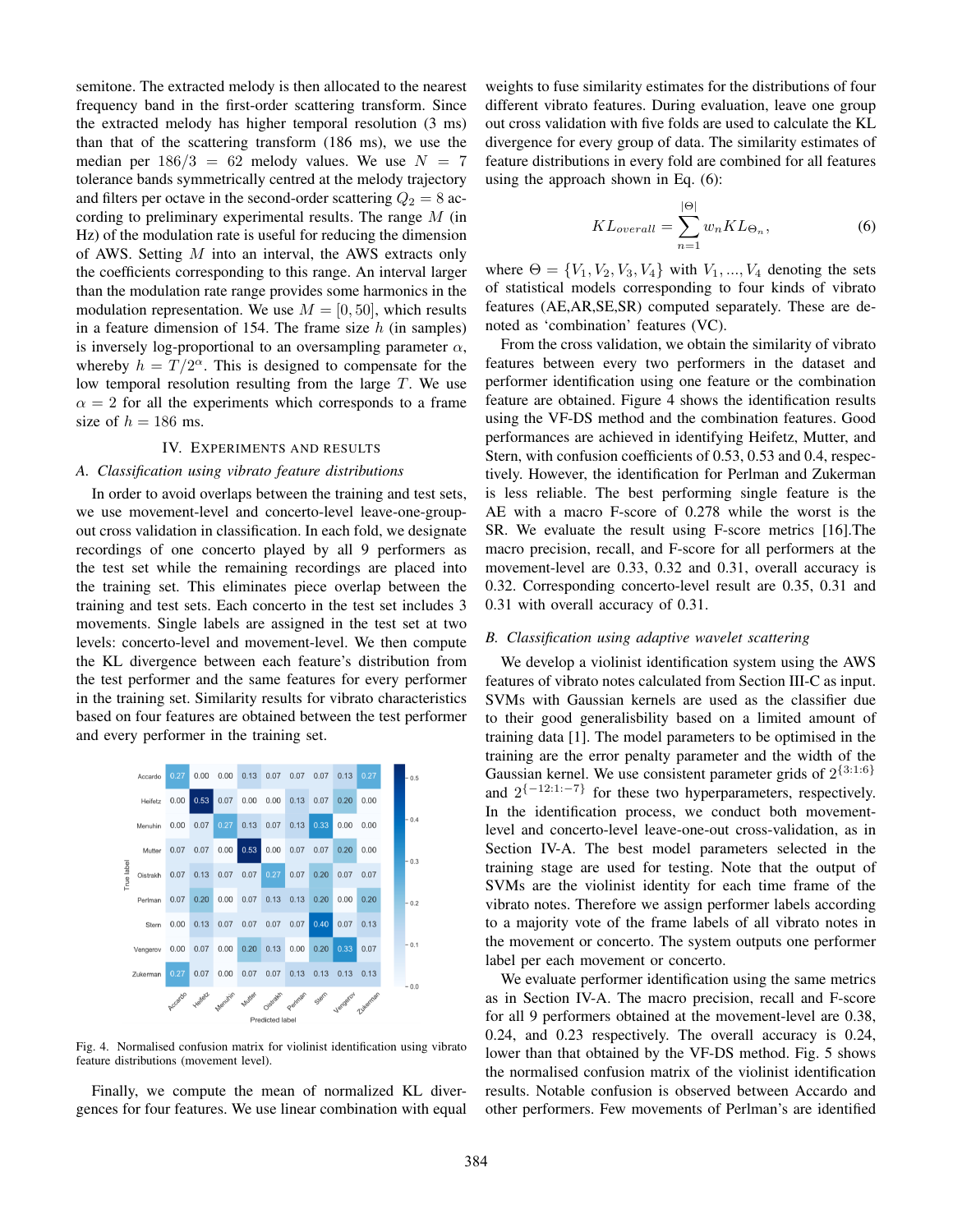semitone. The extracted melody is then allocated to the nearest frequency band in the first-order scattering transform. Since the extracted melody has higher temporal resolution (3 ms) than that of the scattering transform (186 ms), we use the median per $186/3 = 62$ melody values. We use $N = 7$ tolerance bands symmetrically centred at the melody trajectory and filters per octave in the second-order scattering $Q_2 = 8$ according to preliminary experimental results. The range $M$ (in Hz) of the modulation rate is useful for reducing the dimension of AWS. Setting $M$ into an interval, the AWS extracts only the coefficients corresponding to this range. An interval larger than the modulation rate range provides some harmonics in the modulation representation. We use $M = [0, 50]$, which results in a feature dimension of 154. The frame size $h$ (in samples) is inversely log-proportional to an oversampling parameter $\alpha$, whereby $h = T/2^{\alpha}$. This is designed to compensate for the low temporal resolution resulting from the large $T$. We use $\alpha = 2$ for all the experiments which corresponds to a frame size of $h = 186$ ms.

## IV. Experiments and Results

### A. Classification using vibrato feature distributions

In order to avoid overlaps between the training and test sets, we use movement-level and concerto-level leave-one-group-out cross validation in classification. In each fold, we designate recordings of one concerto played by all 9 performers as the test set while the remaining recordings are placed into the training set. This eliminates piece overlap between the training and test sets. Each concerto in the test set includes 3 movements. Single labels are assigned in the test set at two levels: concerto-level and movement-level. We then compute the KL divergence between each feature's distribution from the test performer and the same features for every performer in the training set. Similarity results for vibrato characteristics based on four features are obtained between the test performer and every performer in the training set.

| True label \ Predicted label | Accardo | Heifetz | Menuhin | Mutter | Oistrakh | Perlman | Stern | Vengerov | Zukerman |
|---|---|---|---|---|---|---|---|---|---|
| Accardo | 0.27 | 0.00 | 0.00 | 0.13 | 0.07 | 0.07 | 0.07 | 0.13 | 0.27 |
| Heifetz | 0.00 | 0.53 | 0.07 | 0.00 | 0.00 | 0.13 | 0.07 | 0.20 | 0.00 |
| Menuhin | 0.00 | 0.07 | 0.27 | 0.13 | 0.07 | 0.13 | 0.33 | 0.00 | 0.00 |
| Mutter | 0.07 | 0.07 | 0.00 | 0.53 | 0.00 | 0.07 | 0.07 | 0.20 | 0.00 |
| Oistrakh | 0.07 | 0.13 | 0.07 | 0.07 | 0.27 | 0.07 | 0.20 | 0.07 | 0.07 |
| Perlman | 0.07 | 0.20 | 0.00 | 0.07 | 0.13 | 0.13 | 0.20 | 0.00 | 0.20 |
| Stern | 0.00 | 0.13 | 0.07 | 0.07 | 0.07 | 0.07 | 0.40 | 0.07 | 0.13 |
| Vengerov | 0.00 | 0.07 | 0.00 | 0.20 | 0.13 | 0.00 | 0.20 | 0.33 | 0.07 |
| Zukerman | 0.27 | 0.07 | 0.00 | 0.07 | 0.07 | 0.13 | 0.13 | 0.13 | 0.13 |

Fig. 4. Normalised confusion matrix for violinist identification using vibrato feature distributions (movement level).

Finally, we compute the mean of normalized KL divergences for four features. We use linear combination with equal weights to fuse similarity estimates for the distributions of four different vibrato features. During evaluation, leave one group out cross validation with five folds are used to calculate the KL divergence for every group of data. The similarity estimates of feature distributions in every fold are combined for all features using the approach shown in Eq. (6):

$$KL_{overall} = \sum_{n=1}^{|\Theta|} w_n KL_{\Theta_n}, \tag{6}$$

where $\Theta = \{V_1, V_2, V_3, V_4\}$ with $V_1, ..., V_4$ denoting the sets of statistical models corresponding to four kinds of vibrato features (AE,AR,SE,SR) computed separately. These are denoted as 'combination' features (VC).

From the cross validation, we obtain the similarity of vibrato features between every two performers in the dataset and performer identification using one feature or the combination feature are obtained. Figure 4 shows the identification results using the VF-DS method and the combination features. Good performances are achieved in identifying Heifetz, Mutter, and Stern, with confusion coefficients of 0.53, 0.53 and 0.4, respectively. However, the identification for Perlman and Zukerman is less reliable. The best performing single feature is the AE with a macro F-score of 0.278 while the worst is the SR. We evaluate the result using F-score metrics [16].The macro precision, recall, and F-score for all performers at the movement-level are 0.33, 0.32 and 0.31, overall accuracy is 0.32. Corresponding concerto-level result are 0.35, 0.31 and 0.31 with overall accuracy of 0.31.

### B. Classification using adaptive wavelet scattering

We develop a violinist identification system using the AWS features of vibrato notes calculated from Section III-C as input. SVMs with Gaussian kernels are used as the classifier due to their good generalisbility based on a limited amount of training data [1]. The model parameters to be optimised in the training are the error penalty parameter and the width of the Gaussian kernel. We use consistent parameter grids of $2^{\{3:1:6\}}$ and $2^{\{-12:1:-7\}}$ for these two hyperparameters, respectively. In the identification process, we conduct both movement-level and concerto-level leave-one-out cross-validation, as in Section IV-A. The best model parameters selected in the training stage are used for testing. Note that the output of SVMs are the violinist identity for each time frame of the vibrato notes. Therefore we assign performer labels according to a majority vote of the frame labels of all vibrato notes in the movement or concerto. The system outputs one performer label per each movement or concerto.

We evaluate performer identification using the same metrics as in Section IV-A. The macro precision, recall and F-score for all 9 performers obtained at the movement-level are 0.38, 0.24, and 0.23 respectively. The overall accuracy is 0.24, lower than that obtained by the VF-DS method. Fig. 5 shows the normalised confusion matrix of the violinist identification results. Notable confusion is observed between Accardo and other performers. Few movements of Perlman's are identified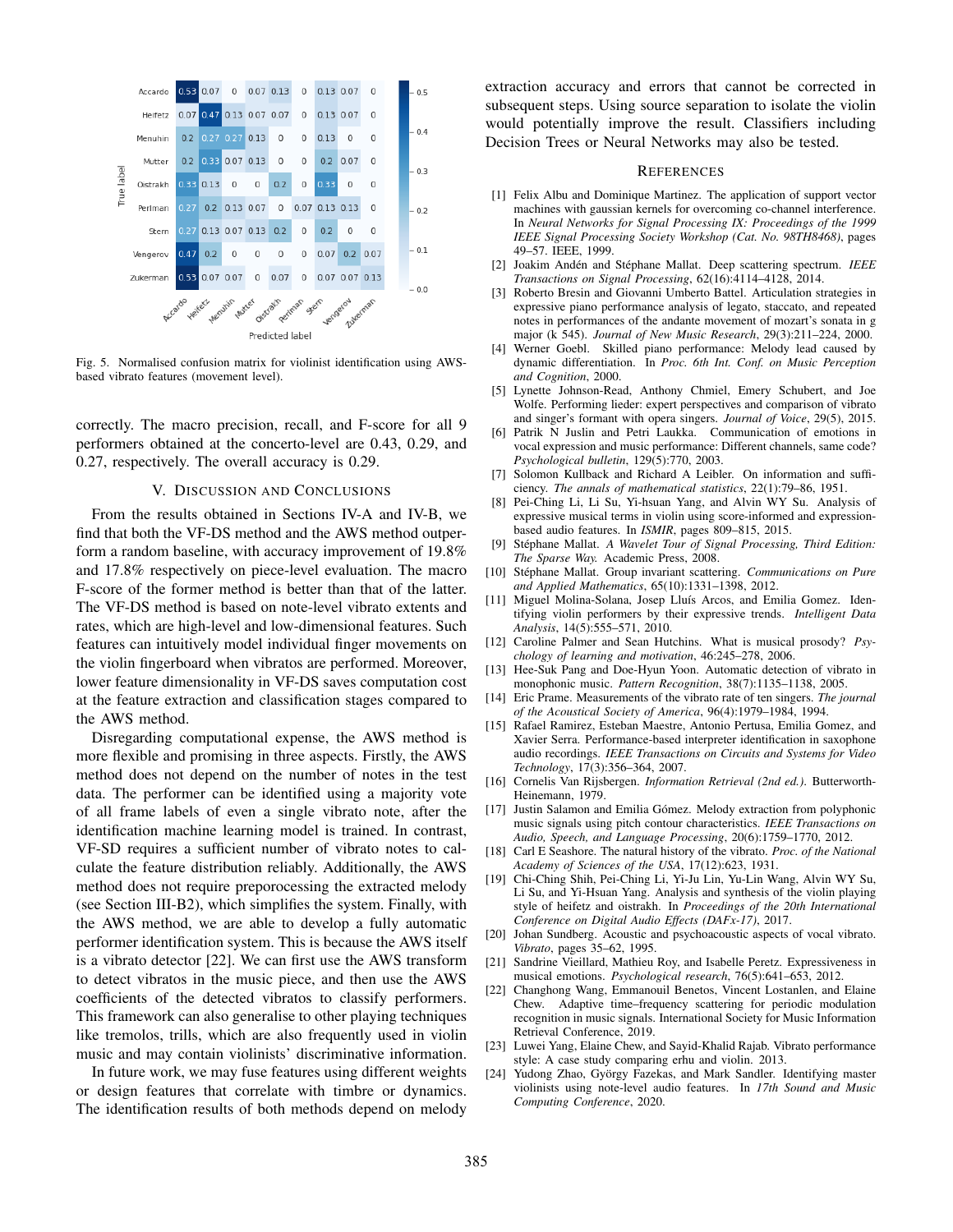True label

Accardo 0.53 0.07 0 0.07 0.13 0 0.13 0.07 0
Heifetz 0.07 0.47 0.13 0.07 0.07 0 0.13 0.07 0
Menuhin 0.2 0.27 0.27 0.13 0 0 0.13 0 0
Mutter 0.2 0.33 0.07 0.13 0 0 0.2 0.07 0
Oistrakh 0.33 0.13 0 0 0.2 0 0.33 0 0
Perlman 0.27 0.2 0.13 0.07 0 0.07 0.13 0.13 0
Stern 0.27 0.13 0.07 0.13 0.2 0 0.2 0 0
Vengerov 0.47 0.2 0 0 0 0 0.07 0.2 0.07
Zukerman 0.53 0.07 0.07 0 0.07 0 0.07 0.07 0.13

Accardo Heifetz Menuhin Mutter Oistrakh Perlman Stern Vengerov Zukerman

Predicted label

0.5 0.4 0.3 0.2 0.1 0.0

Fig. 5. Normalised confusion matrix for violinist identification using AWS-based vibrato features (movement level).

correctly. The macro precision, recall, and F-score for all 9 performers obtained at the concerto-level are 0.43, 0.29, and 0.27, respectively. The overall accuracy is 0.29.

## V. Discussion and Conclusions

From the results obtained in Sections IV-A and IV-B, we find that both the VF-DS method and the AWS method outperform a random baseline, with accuracy improvement of 19.8% and 17.8% respectively on piece-level evaluation. The macro F-score of the former method is better than that of the latter. The VF-DS method is based on note-level vibrato extents and rates, which are high-level and low-dimensional features. Such features can intuitively model individual finger movements on the violin fingerboard when vibratos are performed. Moreover, lower feature dimensionality in VF-DS saves computation cost at the feature extraction and classification stages compared to the AWS method.

Disregarding computational expense, the AWS method is more flexible and promising in three aspects. Firstly, the AWS method does not depend on the number of notes in the test data. The performer can be identified using a majority vote of all frame labels of even a single vibrato note, after the identification machine learning model is trained. In contrast, VF-SD requires a sufficient number of vibrato notes to calculate the feature distribution reliably. Additionally, the AWS method does not require preporocessing the extracted melody (see Section III-B2), which simplifies the system. Finally, with the AWS method, we are able to develop a fully automatic performer identification system. This is because the AWS itself is a vibrato detector [22]. We can first use the AWS transform to detect vibratos in the music piece, and then use the AWS coefficients of the detected vibratos to classify performers. This framework can also generalise to other playing techniques like tremolos, trills, which are also frequently used in violin music and may contain violinists' discriminative information.

In future work, we may fuse features using different weights or design features that correlate with timbre or dynamics. The identification results of both methods depend on melody extraction accuracy and errors that cannot be corrected in subsequent steps. Using source separation to isolate the violin would potentially improve the result. Classifiers including Decision Trees or Neural Networks may also be tested.

## References

[1] Felix Albu and Dominique Martinez. The application of support vector machines with gaussian kernels for overcoming co-channel interference. In *Neural Networks for Signal Processing IX: Proceedings of the 1999 IEEE Signal Processing Society Workshop (Cat. No. 98TH8468)*, pages 49–57. IEEE, 1999.

[2] Joakim Andén and Stéphane Mallat. Deep scattering spectrum. *IEEE Transactions on Signal Processing*, 62(16):4114–4128, 2014.

[3] Roberto Bresin and Giovanni Umberto Battel. Articulation strategies in expressive piano performance analysis of legato, staccato, and repeated notes in performances of the andante movement of mozart's sonata in g major (k 545). *Journal of New Music Research*, 29(3):211–224, 2000.

[4] Werner Goebl. Skilled piano performance: Melody lead caused by dynamic differentiation. In *Proc. 6th Int. Conf. on Music Perception and Cognition*, 2000.

[5] Lynette Johnson-Read, Anthony Chmiel, Emery Schubert, and Joe Wolfe. Performing lieder: expert perspectives and comparison of vibrato and singer's formant with opera singers. *Journal of Voice*, 29(5), 2015.

[6] Patrik N Juslin and Petri Laukka. Communication of emotions in vocal expression and music performance: Different channels, same code? *Psychological bulletin*, 129(5):770, 2003.

[7] Solomon Kullback and Richard A Leibler. On information and sufficiency. *The annals of mathematical statistics*, 22(1):79–86, 1951.

[8] Pei-Ching Li, Li Su, Yi-hsuan Yang, and Alvin WY Su. Analysis of expressive musical terms in violin using score-informed and expression-based audio features. In *ISMIR*, pages 809–815, 2015.

[9] Stéphane Mallat. *A Wavelet Tour of Signal Processing, Third Edition: The Sparse Way.* Academic Press, 2008.

[10] Stéphane Mallat. Group invariant scattering. *Communications on Pure and Applied Mathematics*, 65(10):1331–1398, 2012.

[11] Miguel Molina-Solana, Josep Lluís Arcos, and Emilia Gomez. Identifying violin performers by their expressive trends. *Intelligent Data Analysis*, 14(5):555–571, 2010.

[12] Caroline Palmer and Sean Hutchins. What is musical prosody? *Psychology of learning and motivation*, 46:245–278, 2006.

[13] Hee-Suk Pang and Doe-Hyun Yoon. Automatic detection of vibrato in monophonic music. *Pattern Recognition*, 38(7):1135–1138, 2005.

[14] Eric Prame. Measurements of the vibrato rate of ten singers. *The journal of the Acoustical Society of America*, 96(4):1979–1984, 1994.

[15] Rafael Ramirez, Esteban Maestre, Antonio Pertusa, Emilia Gomez, and Xavier Serra. Performance-based interpreter identification in saxophone audio recordings. *IEEE Transactions on Circuits and Systems for Video Technology*, 17(3):356–364, 2007.

[16] Cornelis Van Rijsbergen. *Information Retrieval (2nd ed.).* Butterworth-Heinemann, 1979.

[17] Justin Salamon and Emilia Gómez. Melody extraction from polyphonic music signals using pitch contour characteristics. *IEEE Transactions on Audio, Speech, and Language Processing*, 20(6):1759–1770, 2012.

[18] Carl E Seashore. The natural history of the vibrato. *Proc. of the National Academy of Sciences of the USA*, 17(12):623, 1931.

[19] Chi-Ching Shih, Pei-Ching Li, Yi-Ju Lin, Yu-Lin Wang, Alvin WY Su, Li Su, and Yi-Hsuan Yang. Analysis and synthesis of the violin playing style of heifetz and oistrakh. In *Proceedings of the 20th International Conference on Digital Audio Effects (DAFx-17)*, 2017.

[20] Johan Sundberg. Acoustic and psychoacoustic aspects of vocal vibrato. *Vibrato*, pages 35–62, 1995.

[21] Sandrine Vieillard, Mathieu Roy, and Isabelle Peretz. Expressiveness in musical emotions. *Psychological research*, 76(5):641–653, 2012.

[22] Changhong Wang, Emmanouil Benetos, Vincent Lostanlen, and Elaine Chew. Adaptive time–frequency scattering for periodic modulation recognition in music signals. International Society for Music Information Retrieval Conference, 2019.

[23] Luwei Yang, Elaine Chew, and Sayid-Khalid Rajab. Vibrato performance style: A case study comparing erhu and violin. 2013.

[24] Yudong Zhao, György Fazekas, and Mark Sandler. Identifying master violinists using note-level audio features. In *17th Sound and Music Computing Conference*, 2020.